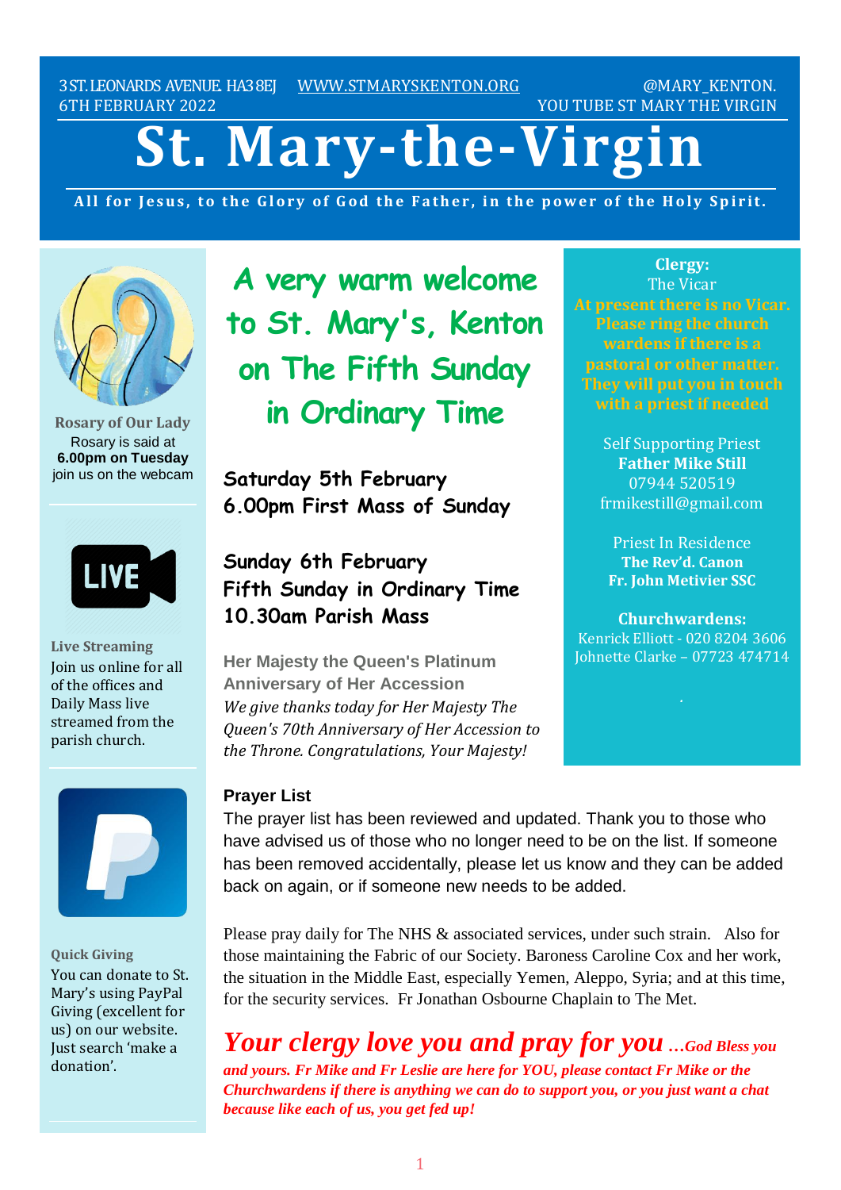3 ST. LEONARDS AVENUE. HA3 8EJ   WWW.STMARYSKENTON.ORG   @MARY_KENTON.
6TH FEBRUARY 2022   YOU TUBE ST MARY THE VIRGIN

# St. Mary-the-Virgin

**All for Jesus, to the Glory of God the Father, in the power of the Holy Spirit.**

## A very warm welcome to St. Mary's, Kenton on The Fifth Sunday in Ordinary Time

**Saturday 5th February**
**6.00pm First Mass of Sunday**

**Sunday 6th February**
**Fifth Sunday in Ordinary Time**
**10.30am Parish Mass**

**Her Majesty the Queen's Platinum Anniversary of Her Accession**

*We give thanks today for Her Majesty The Queen's 70th Anniversary of Her Accession to the Throne. Congratulations, Your Majesty!*

**Prayer List**

The prayer list has been reviewed and updated. Thank you to those who have advised us of those who no longer need to be on the list. If someone has been removed accidentally, please let us know and they can be added back on again, or if someone new needs to be added.

Please pray daily for The NHS & associated services, under such strain. Also for those maintaining the Fabric of our Society. Baroness Caroline Cox and her work, the situation in the Middle East, especially Yemen, Aleppo, Syria; and at this time, for the security services. Fr Jonathan Osbourne Chaplain to The Met.

***Your clergy love you and pray for you …God Bless you and yours. Fr Mike and Fr Leslie are here for YOU, please contact Fr Mike or the Churchwardens if there is anything we can do to support you, or you just want a chat because like each of us, you get fed up!***

**Rosary of Our Lady**
Rosary is said at **6.00pm on Tuesday** join us on the webcam

**Live Streaming**
Join us online for all of the offices and Daily Mass live streamed from the parish church.

**Quick Giving**
You can donate to St. Mary's using PayPal Giving (excellent for us) on our website. Just search 'make a donation'.

**Clergy:**
The Vicar
**At present there is no Vicar. Please ring the church wardens if there is a pastoral or other matter. They will put you in touch with a priest if needed**

Self Supporting Priest
**Father Mike Still**
07944 520519
frmikestill@gmail.com

Priest In Residence
**The Rev'd. Canon**
**Fr. John Metivier SSC**

**Churchwardens:**
Kenrick Elliott - 020 8204 3606
Johnette Clarke – 07723 474714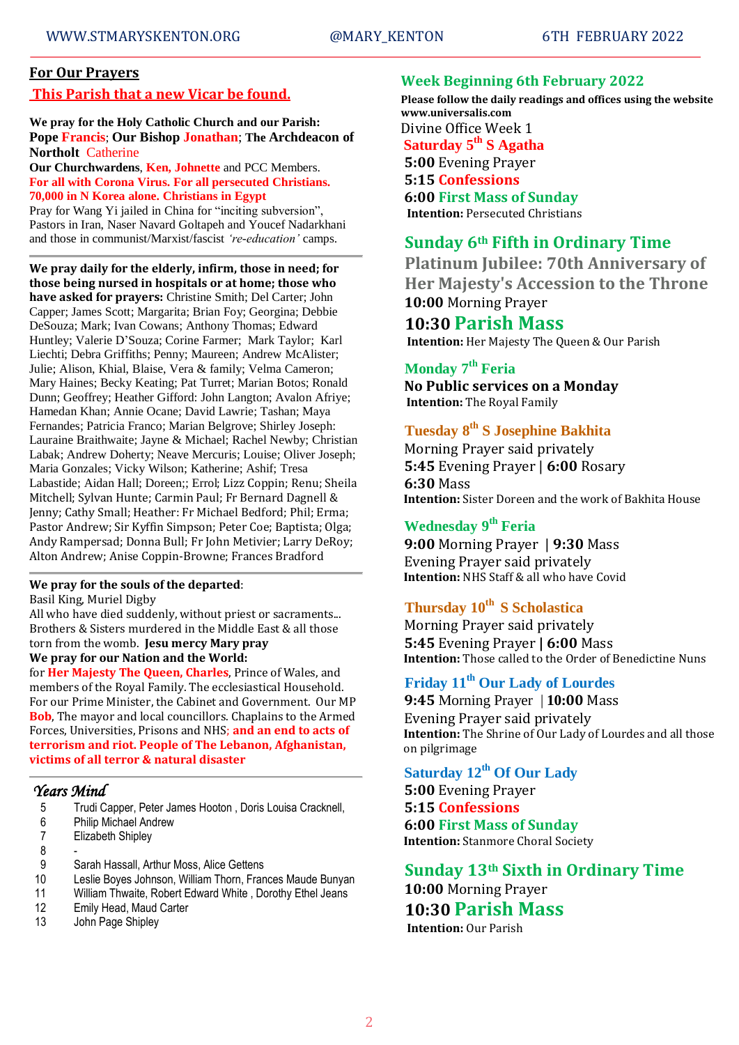## For Our Prayers

**This Parish that a new Vicar be found.**

**We pray for the Holy Catholic Church and our Parish: Pope Francis; Our Bishop Jonathan; The Archdeacon of Northolt** Catherine
**Our Churchwardens, Ken, Johnette** and PCC Members.
**For all with Corona Virus. For all persecuted Christians. 70,000 in N Korea alone. Christians in Egypt**
Pray for Wang Yi jailed in China for "inciting subversion", Pastors in Iran, Naser Navard Goltapeh and Youcef Nadarkhani and those in communist/Marxist/fascist *'re-education'* camps.

**We pray daily for the elderly, infirm, those in need; for those being nursed in hospitals or at home; those who have asked for prayers:** Christine Smith; Del Carter; John Capper; James Scott; Margarita; Brian Foy; Georgina; Debbie DeSouza; Mark; Ivan Cowans; Anthony Thomas; Edward Huntley; Valerie D'Souza; Corine Farmer; Mark Taylor; Karl Liechti; Debra Griffiths; Penny; Maureen; Andrew McAlister; Julie; Alison, Khial, Blaise, Vera & family; Velma Cameron; Mary Haines; Becky Keating; Pat Turret; Marian Botos; Ronald Dunn; Geoffrey; Heather Gifford: John Langton; Avalon Afriye; Hamedan Khan; Annie Ocane; David Lawrie; Tashan; Maya Fernandes; Patricia Franco; Marian Belgrove; Shirley Joseph: Lauraine Braithwaite; Jayne & Michael; Rachel Newby; Christian Labak; Andrew Doherty; Neave Mercuris; Louise; Oliver Joseph; Maria Gonzales; Vicky Wilson; Katherine; Ashif; Tresa Labastide; Aidan Hall; Doreen;; Errol; Lizz Coppin; Renu; Sheila Mitchell; Sylvan Hunte; Carmin Paul; Fr Bernard Dagnell & Jenny; Cathy Small; Heather: Fr Michael Bedford; Phil; Erma; Pastor Andrew; Sir Kyffin Simpson; Peter Coe; Baptista; Olga; Andy Rampersad; Donna Bull; Fr John Metivier; Larry DeRoy; Alton Andrew; Anise Coppin-Browne; Frances Bradford

**We pray for the souls of the departed**:
Basil King, Muriel Digby
All who have died suddenly, without priest or sacraments... Brothers & Sisters murdered in the Middle East & all those torn from the womb. **Jesu mercy Mary pray**

**We pray for our Nation and the World:**
for **Her Majesty The Queen, Charles**, Prince of Wales, and members of the Royal Family. The ecclesiastical Household. For our Prime Minister, the Cabinet and Government. Our MP **Bob**, The mayor and local councillors. Chaplains to the Armed Forces, Universities, Prisons and NHS; **and an end to acts of terrorism and riot. People of The Lebanon, Afghanistan, victims of all terror & natural disaster**

### *Years Mind*

| | |
|---|---|
| 5 | Trudi Capper, Peter James Hooton , Doris Louisa Cracknell, |
| 6 | Philip Michael Andrew |
| 7 | Elizabeth Shipley |
| 8 | - |
| 9 | Sarah Hassall, Arthur Moss, Alice Gettens |
| 10 | Leslie Boyes Johnson, William Thorn, Frances Maude Bunyan |
| 11 | William Thwaite, Robert Edward White , Dorothy Ethel Jeans |
| 12 | Emily Head, Maud Carter |
| 13 | John Page Shipley |

## Week Beginning 6th February 2022

**Please follow the daily readings and offices using the website www.universalis.com**

Divine Office Week 1

### Saturday 5th S Agatha
**5:00** Evening Prayer
**5:15 Confessions**
**6:00 First Mass of Sunday**
**Intention:** Persecuted Christians

### Sunday 6th Fifth in Ordinary Time
**Platinum Jubilee: 70th Anniversary of Her Majesty's Accession to the Throne**
**10:00** Morning Prayer
**10:30 Parish Mass**
**Intention:** Her Majesty The Queen & Our Parish

### Monday 7th Feria
**No Public services on a Monday**
**Intention:** The Royal Family

### Tuesday 8th S Josephine Bakhita
Morning Prayer said privately
**5:45** Evening Prayer | **6:00** Rosary
**6:30** Mass
**Intention:** Sister Doreen and the work of Bakhita House

### Wednesday 9th Feria
**9:00** Morning Prayer | **9:30** Mass
Evening Prayer said privately
**Intention:** NHS Staff & all who have Covid

### Thursday 10th S Scholastica
Morning Prayer said privately
**5:45** Evening Prayer **|** **6:00** Mass
**Intention:** Those called to the Order of Benedictine Nuns

### Friday 11th Our Lady of Lourdes
**9:45** Morning Prayer | **10:00** Mass
Evening Prayer said privately
**Intention:** The Shrine of Our Lady of Lourdes and all those on pilgrimage

### Saturday 12th Of Our Lady
**5:00** Evening Prayer
**5:15 Confessions**
**6:00 First Mass of Sunday**
**Intention:** Stanmore Choral Society

### Sunday 13th Sixth in Ordinary Time
**10:00** Morning Prayer
**10:30 Parish Mass**
**Intention:** Our Parish